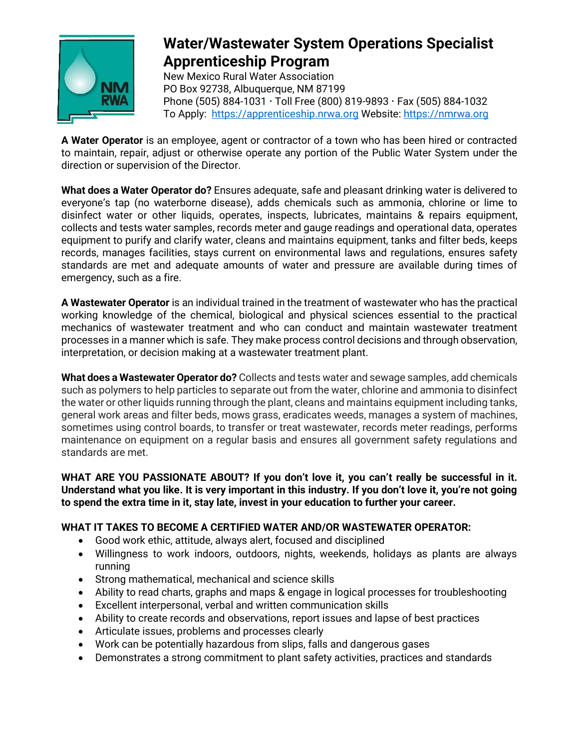# Water/Wastewater System Operations Specialist Apprenticeship Program

New Mexico Rural Water Association
PO Box 92738, Albuquerque, NM 87199
Phone (505) 884-1031 · Toll Free (800) 819-9893 · Fax (505) 884-1032
To Apply: https://apprenticeship.nrwa.org Website: https://nmrwa.org

**A Water Operator** is an employee, agent or contractor of a town who has been hired or contracted to maintain, repair, adjust or otherwise operate any portion of the Public Water System under the direction or supervision of the Director.

**What does a Water Operator do?** Ensures adequate, safe and pleasant drinking water is delivered to everyone's tap (no waterborne disease), adds chemicals such as ammonia, chlorine or lime to disinfect water or other liquids, operates, inspects, lubricates, maintains & repairs equipment, collects and tests water samples, records meter and gauge readings and operational data, operates equipment to purify and clarify water, cleans and maintains equipment, tanks and filter beds, keeps records, manages facilities, stays current on environmental laws and regulations, ensures safety standards are met and adequate amounts of water and pressure are available during times of emergency, such as a fire.

**A Wastewater Operator** is an individual trained in the treatment of wastewater who has the practical working knowledge of the chemical, biological and physical sciences essential to the practical mechanics of wastewater treatment and who can conduct and maintain wastewater treatment processes in a manner which is safe. They make process control decisions and through observation, interpretation, or decision making at a wastewater treatment plant.

**What does a Wastewater Operator do?** Collects and tests water and sewage samples, add chemicals such as polymers to help particles to separate out from the water, chlorine and ammonia to disinfect the water or other liquids running through the plant, cleans and maintains equipment including tanks, general work areas and filter beds, mows grass, eradicates weeds, manages a system of machines, sometimes using control boards, to transfer or treat wastewater, records meter readings, performs maintenance on equipment on a regular basis and ensures all government safety regulations and standards are met.

**WHAT ARE YOU PASSIONATE ABOUT? If you don't love it, you can't really be successful in it. Understand what you like. It is very important in this industry. If you don't love it, you're not going to spend the extra time in it, stay late, invest in your education to further your career.**

**WHAT IT TAKES TO BECOME A CERTIFIED WATER AND/OR WASTEWATER OPERATOR:**

- Good work ethic, attitude, always alert, focused and disciplined
- Willingness to work indoors, outdoors, nights, weekends, holidays as plants are always running
- Strong mathematical, mechanical and science skills
- Ability to read charts, graphs and maps & engage in logical processes for troubleshooting
- Excellent interpersonal, verbal and written communication skills
- Ability to create records and observations, report issues and lapse of best practices
- Articulate issues, problems and processes clearly
- Work can be potentially hazardous from slips, falls and dangerous gases
- Demonstrates a strong commitment to plant safety activities, practices and standards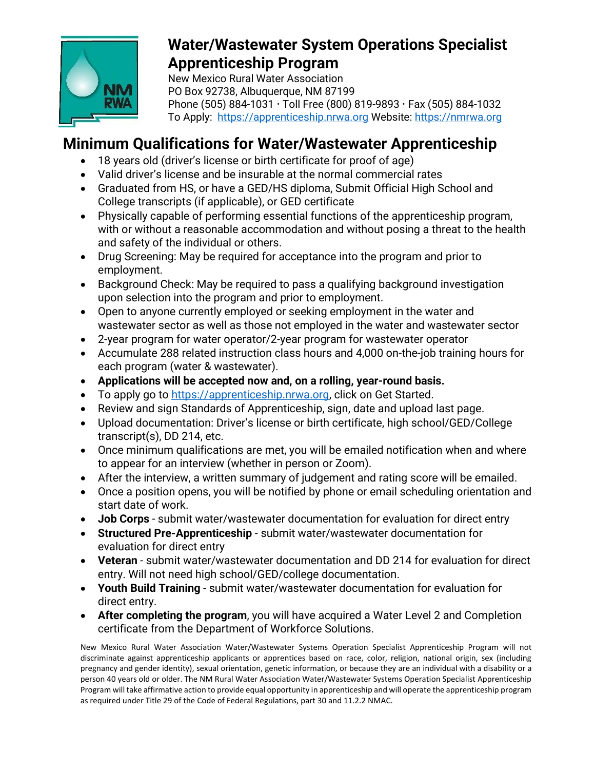# Water/Wastewater System Operations Specialist Apprenticeship Program

New Mexico Rural Water Association
PO Box 92738, Albuquerque, NM 87199
Phone (505) 884-1031 · Toll Free (800) 819-9893 · Fax (505) 884-1032
To Apply: https://apprenticeship.nrwa.org Website: https://nmrwa.org

## Minimum Qualifications for Water/Wastewater Apprenticeship

- 18 years old (driver's license or birth certificate for proof of age)
- Valid driver's license and be insurable at the normal commercial rates
- Graduated from HS, or have a GED/HS diploma, Submit Official High School and College transcripts (if applicable), or GED certificate
- Physically capable of performing essential functions of the apprenticeship program, with or without a reasonable accommodation and without posing a threat to the health and safety of the individual or others.
- Drug Screening: May be required for acceptance into the program and prior to employment.
- Background Check: May be required to pass a qualifying background investigation upon selection into the program and prior to employment.
- Open to anyone currently employed or seeking employment in the water and wastewater sector as well as those not employed in the water and wastewater sector
- 2-year program for water operator/2-year program for wastewater operator
- Accumulate 288 related instruction class hours and 4,000 on-the-job training hours for each program (water & wastewater).
- **Applications will be accepted now and, on a rolling, year-round basis.**
- To apply go to https://apprenticeship.nrwa.org, click on Get Started.
- Review and sign Standards of Apprenticeship, sign, date and upload last page.
- Upload documentation: Driver's license or birth certificate, high school/GED/College transcript(s), DD 214, etc.
- Once minimum qualifications are met, you will be emailed notification when and where to appear for an interview (whether in person or Zoom).
- After the interview, a written summary of judgement and rating score will be emailed.
- Once a position opens, you will be notified by phone or email scheduling orientation and start date of work.
- **Job Corps** - submit water/wastewater documentation for evaluation for direct entry
- **Structured Pre-Apprenticeship** - submit water/wastewater documentation for evaluation for direct entry
- **Veteran** - submit water/wastewater documentation and DD 214 for evaluation for direct entry. Will not need high school/GED/college documentation.
- **Youth Build Training** - submit water/wastewater documentation for evaluation for direct entry.
- **After completing the program**, you will have acquired a Water Level 2 and Completion certificate from the Department of Workforce Solutions.

New Mexico Rural Water Association Water/Wastewater Systems Operation Specialist Apprenticeship Program will not discriminate against apprenticeship applicants or apprentices based on race, color, religion, national origin, sex (including pregnancy and gender identity), sexual orientation, genetic information, or because they are an individual with a disability or a person 40 years old or older. The NM Rural Water Association Water/Wastewater Systems Operation Specialist Apprenticeship Program will take affirmative action to provide equal opportunity in apprenticeship and will operate the apprenticeship program as required under Title 29 of the Code of Federal Regulations, part 30 and 11.2.2 NMAC.